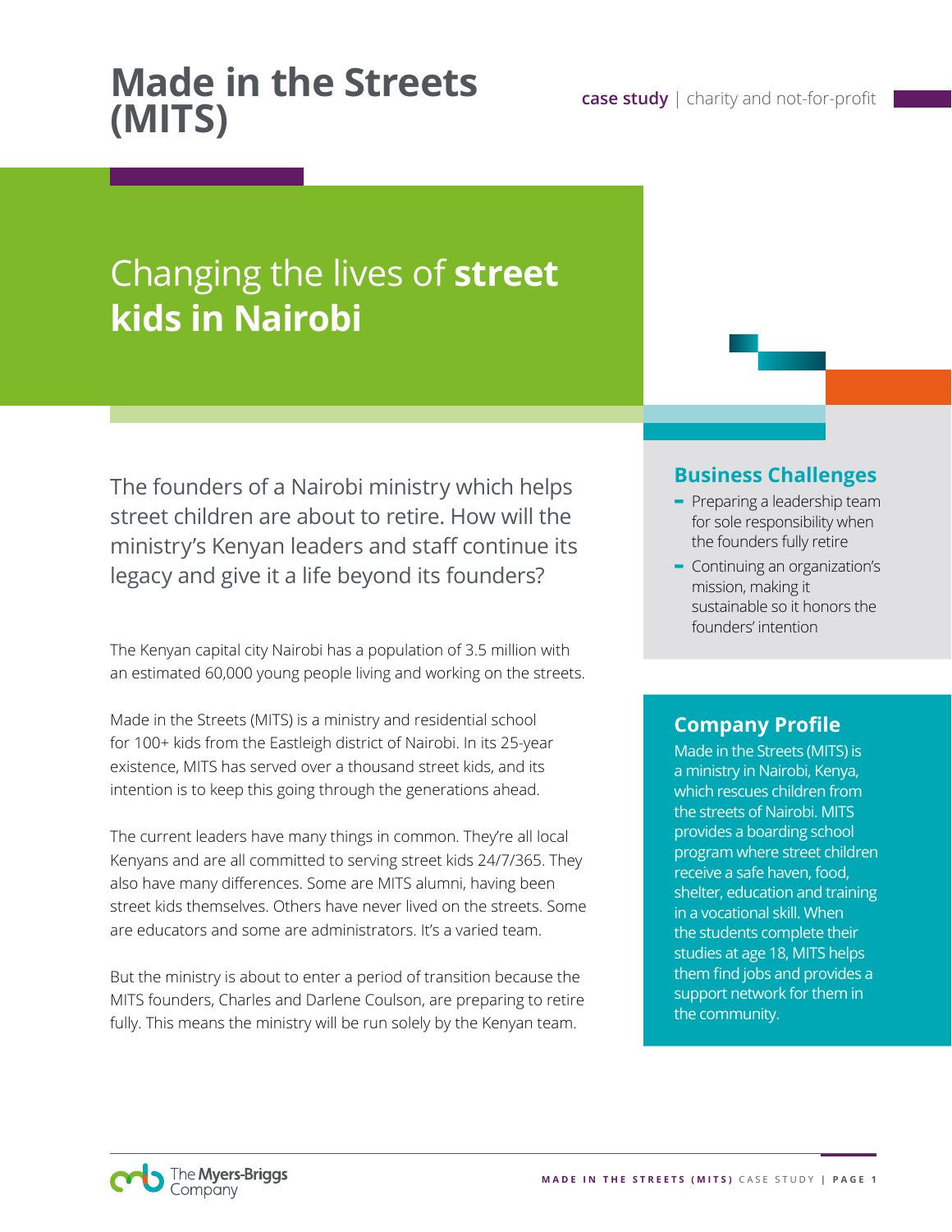# Made in the Streets (MITS)

**case study** | charity and not-for-profit

## Changing the lives of **street kids in Nairobi**

The founders of a Nairobi ministry which helps street children are about to retire. How will the ministry's Kenyan leaders and staff continue its legacy and give it a life beyond its founders?

The Kenyan capital city Nairobi has a population of 3.5 million with an estimated 60,000 young people living and working on the streets.

Made in the Streets (MITS) is a ministry and residential school for 100+ kids from the Eastleigh district of Nairobi. In its 25-year existence, MITS has served over a thousand street kids, and its intention is to keep this going through the generations ahead.

The current leaders have many things in common. They're all local Kenyans and are all committed to serving street kids 24/7/365. They also have many differences. Some are MITS alumni, having been street kids themselves. Others have never lived on the streets. Some are educators and some are administrators. It's a varied team.

But the ministry is about to enter a period of transition because the MITS founders, Charles and Darlene Coulson, are preparing to retire fully. This means the ministry will be run solely by the Kenyan team.

### Business Challenges

- Preparing a leadership team for sole responsibility when the founders fully retire
- Continuing an organization's mission, making it sustainable so it honors the founders' intention

### Company Profile

Made in the Streets (MITS) is a ministry in Nairobi, Kenya, which rescues children from the streets of Nairobi. MITS provides a boarding school program where street children receive a safe haven, food, shelter, education and training in a vocational skill. When the students complete their studies at age 18, MITS helps them find jobs and provides a support network for them in the community.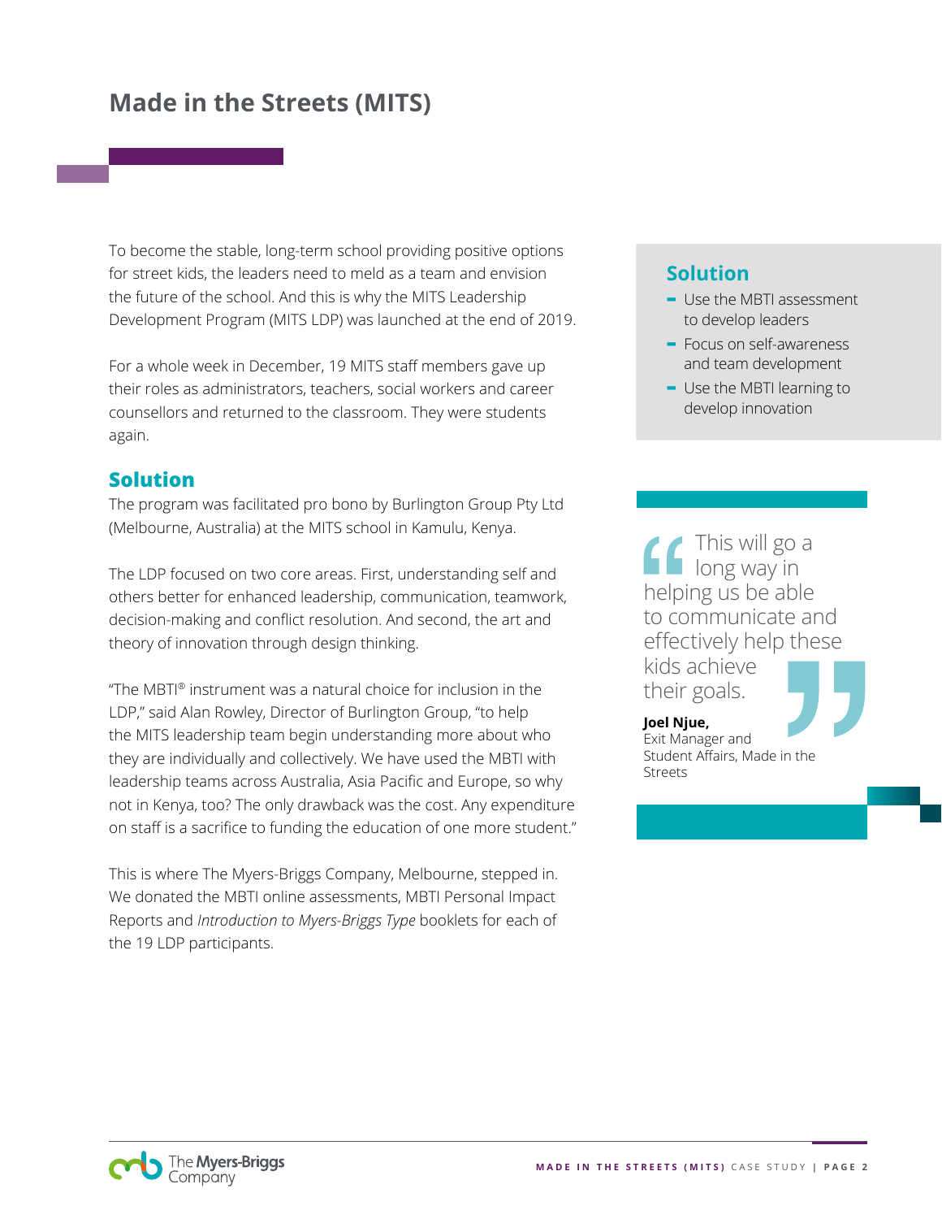# Made in the Streets (MITS)

To become the stable, long-term school providing positive options for street kids, the leaders need to meld as a team and envision the future of the school. And this is why the MITS Leadership Development Program (MITS LDP) was launched at the end of 2019.

For a whole week in December, 19 MITS staff members gave up their roles as administrators, teachers, social workers and career counsellors and returned to the classroom. They were students again.

## Solution

The program was facilitated pro bono by Burlington Group Pty Ltd (Melbourne, Australia) at the MITS school in Kamulu, Kenya.

The LDP focused on two core areas. First, understanding self and others better for enhanced leadership, communication, teamwork, decision-making and conflict resolution. And second, the art and theory of innovation through design thinking.

"The MBTI® instrument was a natural choice for inclusion in the LDP," said Alan Rowley, Director of Burlington Group, "to help the MITS leadership team begin understanding more about who they are individually and collectively. We have used the MBTI with leadership teams across Australia, Asia Pacific and Europe, so why not in Kenya, too? The only drawback was the cost. Any expenditure on staff is a sacrifice to funding the education of one more student."

This is where The Myers-Briggs Company, Melbourne, stepped in. We donated the MBTI online assessments, MBTI Personal Impact Reports and *Introduction to Myers-Briggs Type* booklets for each of the 19 LDP participants.

## Solution

- Use the MBTI assessment to develop leaders
- Focus on self-awareness and team development
- Use the MBTI learning to develop innovation

> "This will go a long way in helping us be able to communicate and effectively help these kids achieve their goals."
>
> **Joel Njue,**
> Exit Manager and Student Affairs, Made in the Streets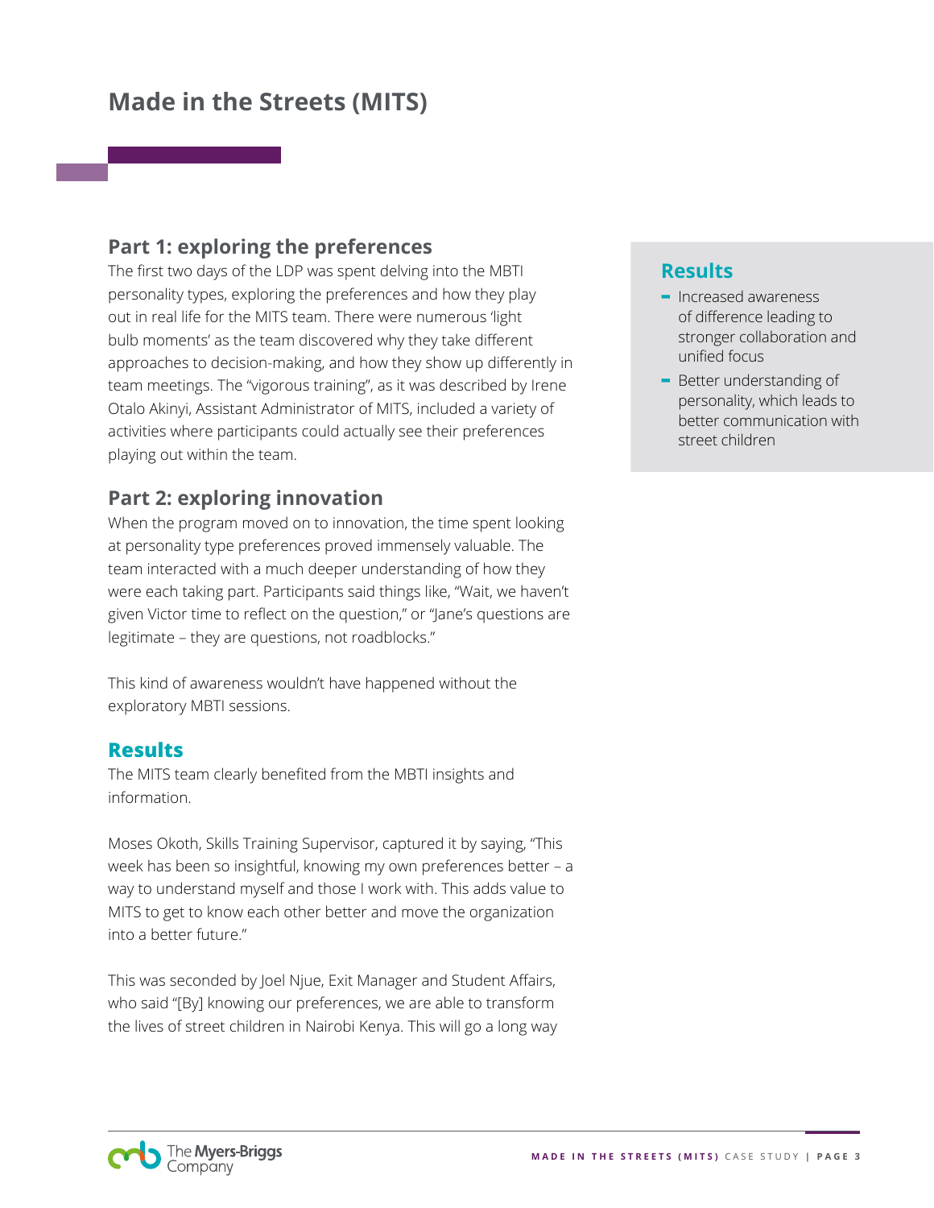# Made in the Streets (MITS)

## Part 1: exploring the preferences

The first two days of the LDP was spent delving into the MBTI personality types, exploring the preferences and how they play out in real life for the MITS team. There were numerous 'light bulb moments' as the team discovered why they take different approaches to decision-making, and how they show up differently in team meetings. The "vigorous training", as it was described by Irene Otalo Akinyi, Assistant Administrator of MITS, included a variety of activities where participants could actually see their preferences playing out within the team.

## Part 2: exploring innovation

When the program moved on to innovation, the time spent looking at personality type preferences proved immensely valuable. The team interacted with a much deeper understanding of how they were each taking part. Participants said things like, "Wait, we haven't given Victor time to reflect on the question," or "Jane's questions are legitimate – they are questions, not roadblocks."

This kind of awareness wouldn't have happened without the exploratory MBTI sessions.

## Results

The MITS team clearly benefited from the MBTI insights and information.

Moses Okoth, Skills Training Supervisor, captured it by saying, "This week has been so insightful, knowing my own preferences better – a way to understand myself and those I work with. This adds value to MITS to get to know each other better and move the organization into a better future."

This was seconded by Joel Njue, Exit Manager and Student Affairs, who said "[By] knowing our preferences, we are able to transform the lives of street children in Nairobi Kenya. This will go a long way

## Results

- Increased awareness of difference leading to stronger collaboration and unified focus
- Better understanding of personality, which leads to better communication with street children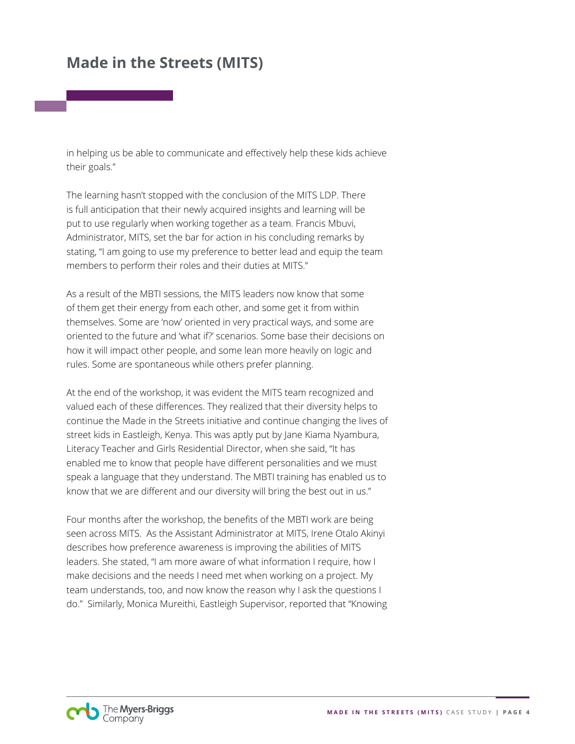in helping us be able to communicate and effectively help these kids achieve their goals."

The learning hasn't stopped with the conclusion of the MITS LDP. There is full anticipation that their newly acquired insights and learning will be put to use regularly when working together as a team. Francis Mbuvi, Administrator, MITS, set the bar for action in his concluding remarks by stating, "I am going to use my preference to better lead and equip the team members to perform their roles and their duties at MITS."

As a result of the MBTI sessions, the MITS leaders now know that some of them get their energy from each other, and some get it from within themselves. Some are 'now' oriented in very practical ways, and some are oriented to the future and 'what if?' scenarios. Some base their decisions on how it will impact other people, and some lean more heavily on logic and rules. Some are spontaneous while others prefer planning.

At the end of the workshop, it was evident the MITS team recognized and valued each of these differences. They realized that their diversity helps to continue the Made in the Streets initiative and continue changing the lives of street kids in Eastleigh, Kenya. This was aptly put by Jane Kiama Nyambura, Literacy Teacher and Girls Residential Director, when she said, "It has enabled me to know that people have different personalities and we must speak a language that they understand. The MBTI training has enabled us to know that we are different and our diversity will bring the best out in us."

Four months after the workshop, the benefits of the MBTI work are being seen across MITS. As the Assistant Administrator at MITS, Irene Otalo Akinyi describes how preference awareness is improving the abilities of MITS leaders. She stated, "I am more aware of what information I require, how I make decisions and the needs I need met when working on a project. My team understands, too, and now know the reason why I ask the questions I do." Similarly, Monica Mureithi, Eastleigh Supervisor, reported that "Knowing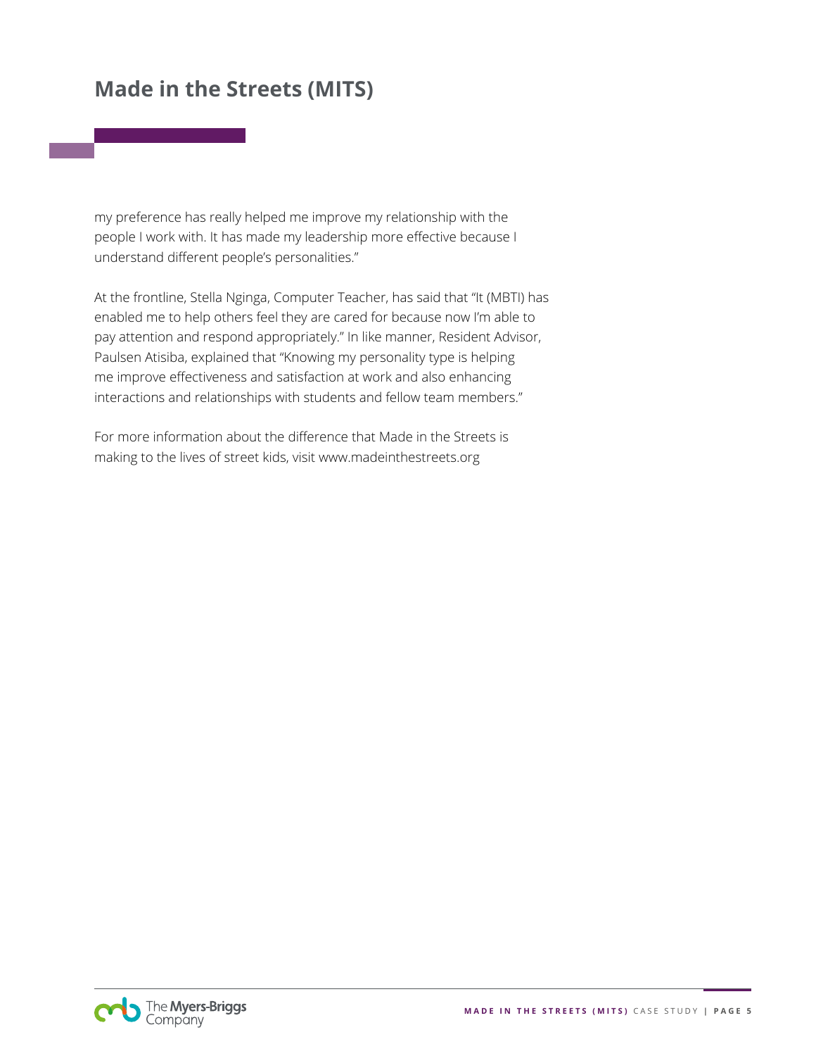my preference has really helped me improve my relationship with the people I work with. It has made my leadership more effective because I understand different people's personalities."

At the frontline, Stella Nginga, Computer Teacher, has said that "It (MBTI) has enabled me to help others feel they are cared for because now I'm able to pay attention and respond appropriately." In like manner, Resident Advisor, Paulsen Atisiba, explained that "Knowing my personality type is helping me improve effectiveness and satisfaction at work and also enhancing interactions and relationships with students and fellow team members."

For more information about the difference that Made in the Streets is making to the lives of street kids, visit www.madeinthestreets.org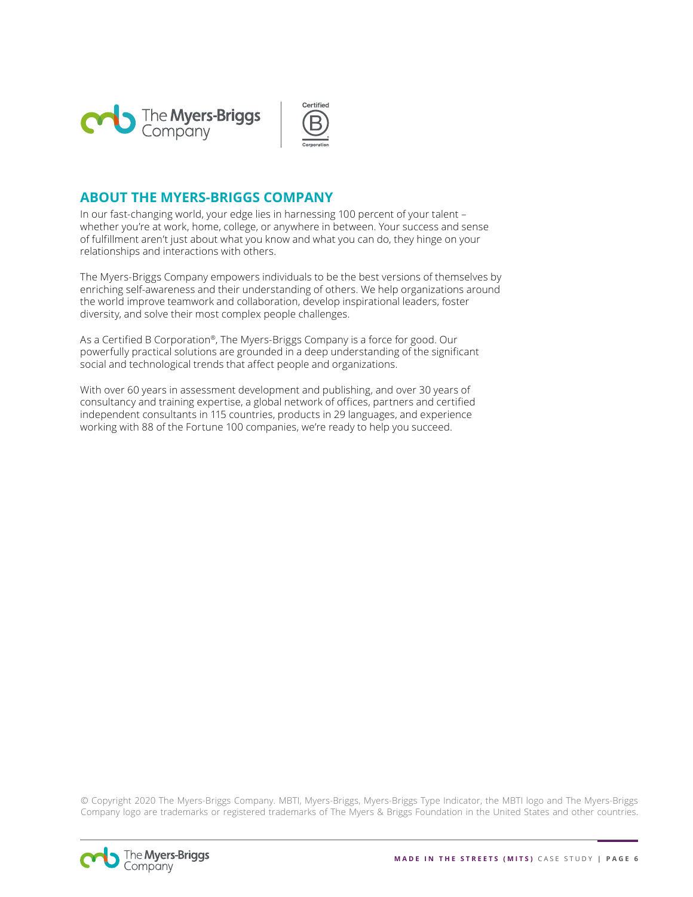## ABOUT THE MYERS-BRIGGS COMPANY

In our fast-changing world, your edge lies in harnessing 100 percent of your talent – whether you're at work, home, college, or anywhere in between. Your success and sense of fulfillment aren't just about what you know and what you can do, they hinge on your relationships and interactions with others.

The Myers-Briggs Company empowers individuals to be the best versions of themselves by enriching self-awareness and their understanding of others. We help organizations around the world improve teamwork and collaboration, develop inspirational leaders, foster diversity, and solve their most complex people challenges.

As a Certified B Corporation®, The Myers-Briggs Company is a force for good. Our powerfully practical solutions are grounded in a deep understanding of the significant social and technological trends that affect people and organizations.

With over 60 years in assessment development and publishing, and over 30 years of consultancy and training expertise, a global network of offices, partners and certified independent consultants in 115 countries, products in 29 languages, and experience working with 88 of the Fortune 100 companies, we're ready to help you succeed.

© Copyright 2020 The Myers-Briggs Company. MBTI, Myers-Briggs, Myers-Briggs Type Indicator, the MBTI logo and The Myers-Briggs Company logo are trademarks or registered trademarks of The Myers & Briggs Foundation in the United States and other countries.